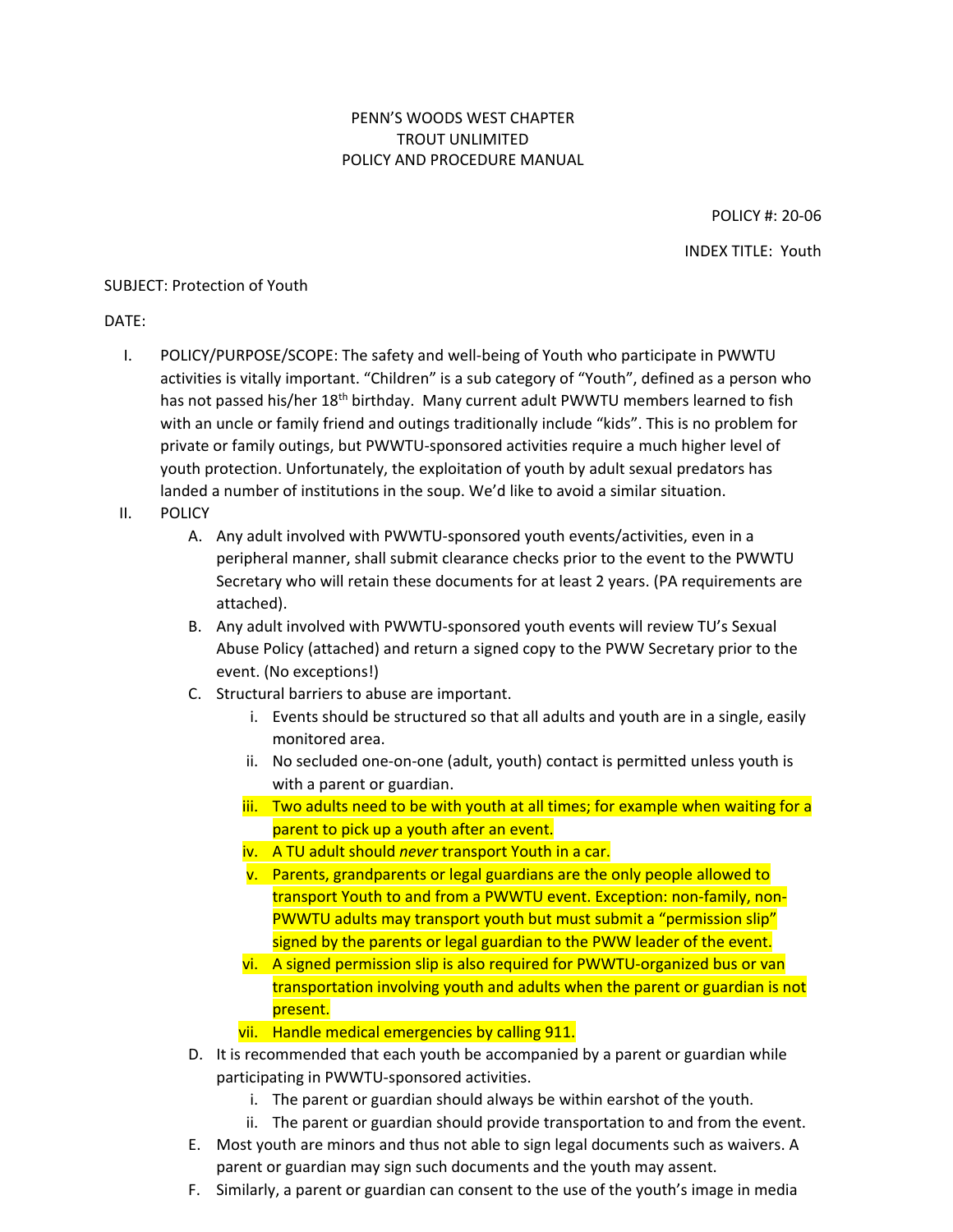PENN'S WOODS WEST CHAPTER
TROUT UNLIMITED
POLICY AND PROCEDURE MANUAL

POLICY #: 20-06

INDEX TITLE: Youth

SUBJECT: Protection of Youth

DATE:

I. POLICY/PURPOSE/SCOPE: The safety and well-being of Youth who participate in PWWTU activities is vitally important. "Children" is a sub category of "Youth", defined as a person who has not passed his/her 18th birthday. Many current adult PWWTU members learned to fish with an uncle or family friend and outings traditionally include "kids". This is no problem for private or family outings, but PWWTU-sponsored activities require a much higher level of youth protection. Unfortunately, the exploitation of youth by adult sexual predators has landed a number of institutions in the soup. We'd like to avoid a similar situation.

II. POLICY

   A. Any adult involved with PWWTU-sponsored youth events/activities, even in a peripheral manner, shall submit clearance checks prior to the event to the PWWTU Secretary who will retain these documents for at least 2 years. (PA requirements are attached).

   B. Any adult involved with PWWTU-sponsored youth events will review TU's Sexual Abuse Policy (attached) and return a signed copy to the PWW Secretary prior to the event. (No exceptions!)

   C. Structural barriers to abuse are important.

      i. Events should be structured so that all adults and youth are in a single, easily monitored area.

      ii. No secluded one-on-one (adult, youth) contact is permitted unless youth is with a parent or guardian.

      iii. Two adults need to be with youth at all times; for example when waiting for a parent to pick up a youth after an event.

      iv. A TU adult should *never* transport Youth in a car.

      v. Parents, grandparents or legal guardians are the only people allowed to transport Youth to and from a PWWTU event. Exception: non-family, non-PWWTU adults may transport youth but must submit a "permission slip" signed by the parents or legal guardian to the PWW leader of the event.

      vi. A signed permission slip is also required for PWWTU-organized bus or van transportation involving youth and adults when the parent or guardian is not present.

      vii. Handle medical emergencies by calling 911.

   D. It is recommended that each youth be accompanied by a parent or guardian while participating in PWWTU-sponsored activities.

      i. The parent or guardian should always be within earshot of the youth.

      ii. The parent or guardian should provide transportation to and from the event.

   E. Most youth are minors and thus not able to sign legal documents such as waivers. A parent or guardian may sign such documents and the youth may assent.

   F. Similarly, a parent or guardian can consent to the use of the youth's image in media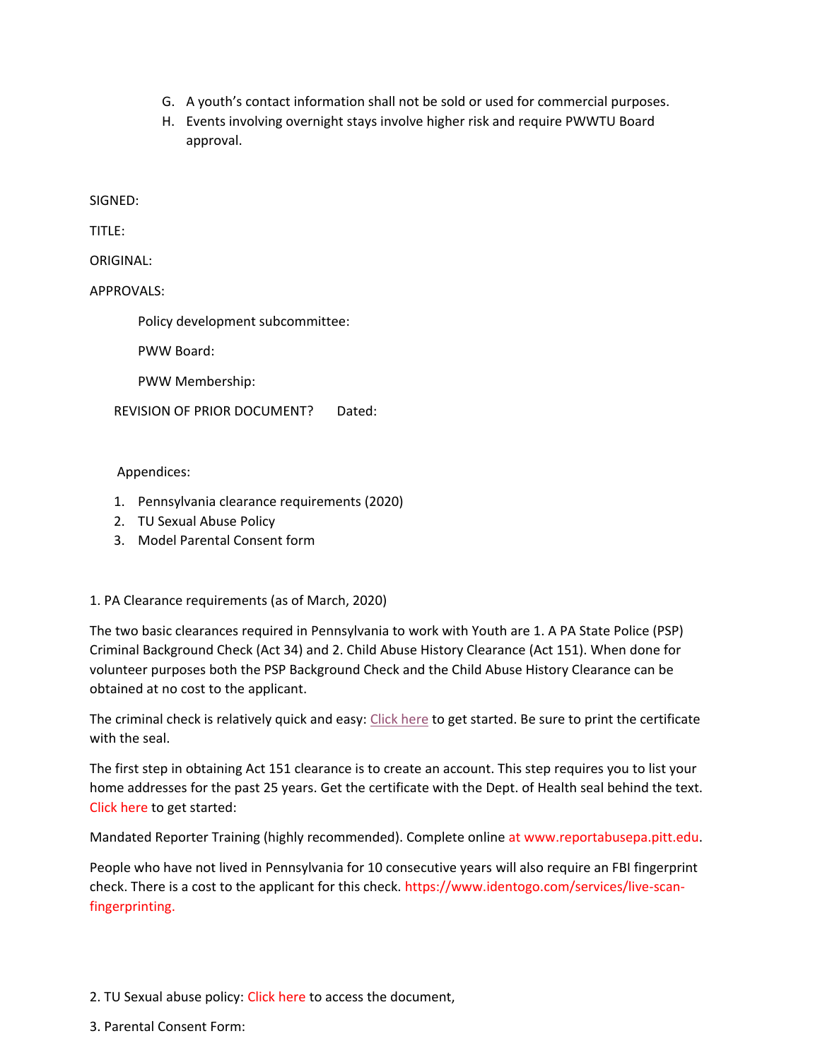G. A youth's contact information shall not be sold or used for commercial purposes.
H. Events involving overnight stays involve higher risk and require PWWTU Board approval.

SIGNED:

TITLE:

ORIGINAL:

APPROVALS:

Policy development subcommittee:

PWW Board:

PWW Membership:

REVISION OF PRIOR DOCUMENT? Dated:

Appendices:

1. Pennsylvania clearance requirements (2020)
2. TU Sexual Abuse Policy
3. Model Parental Consent form

1. PA Clearance requirements (as of March, 2020)

The two basic clearances required in Pennsylvania to work with Youth are 1. A PA State Police (PSP) Criminal Background Check (Act 34) and 2. Child Abuse History Clearance (Act 151). When done for volunteer purposes both the PSP Background Check and the Child Abuse History Clearance can be obtained at no cost to the applicant.

The criminal check is relatively quick and easy: Click here to get started. Be sure to print the certificate with the seal.

The first step in obtaining Act 151 clearance is to create an account. This step requires you to list your home addresses for the past 25 years. Get the certificate with the Dept. of Health seal behind the text. Click here to get started:

Mandated Reporter Training (highly recommended). Complete online at www.reportabusepa.pitt.edu.

People who have not lived in Pennsylvania for 10 consecutive years will also require an FBI fingerprint check. There is a cost to the applicant for this check. https://www.identogo.com/services/live-scan-fingerprinting.

2. TU Sexual abuse policy: Click here to access the document,

3. Parental Consent Form: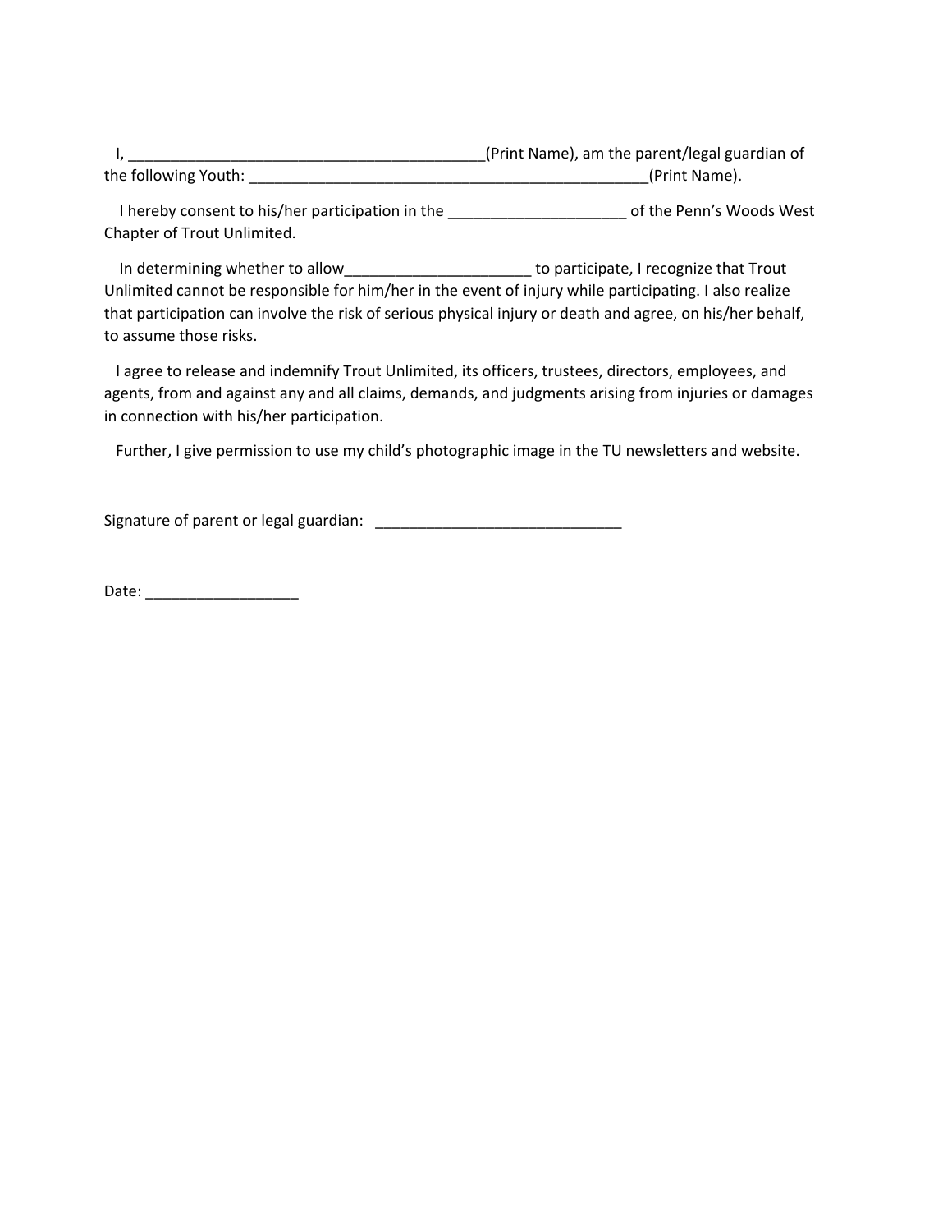I, ___________________________________________(Print Name), am the parent/legal guardian of the following Youth: ________________________________________________(Print Name).

I hereby consent to his/her participation in the _____________________ of the Penn's Woods West Chapter of Trout Unlimited.

In determining whether to allow______________________ to participate, I recognize that Trout Unlimited cannot be responsible for him/her in the event of injury while participating. I also realize that participation can involve the risk of serious physical injury or death and agree, on his/her behalf, to assume those risks.

I agree to release and indemnify Trout Unlimited, its officers, trustees, directors, employees, and agents, from and against any and all claims, demands, and judgments arising from injuries or damages in connection with his/her participation.

Further, I give permission to use my child's photographic image in the TU newsletters and website.

Signature of parent or legal guardian: ______________________________

Date: __________________